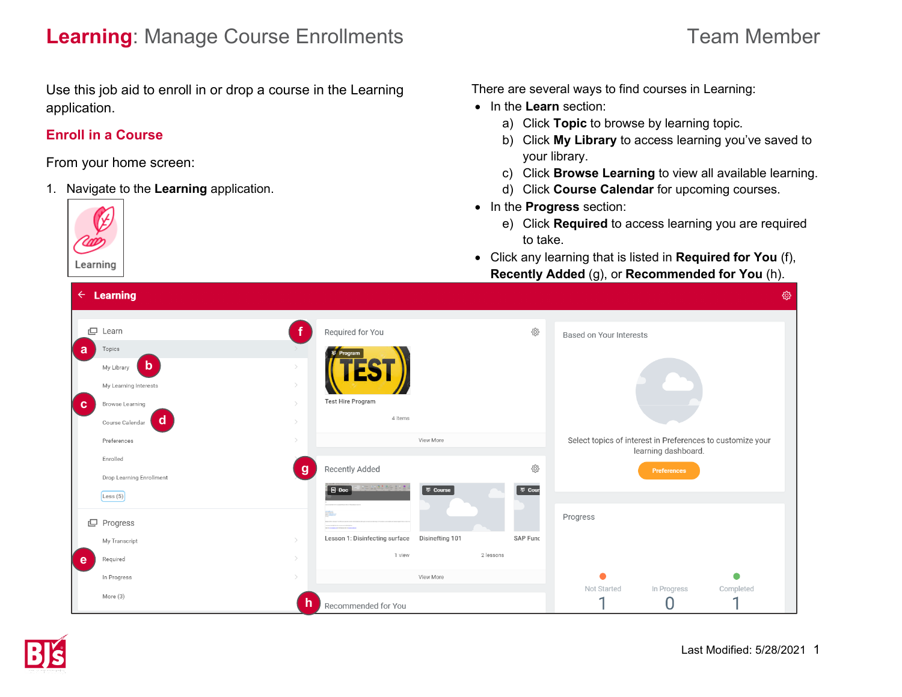# **Learning**: Manage Course Enrollments

Team Member

Use this job aid to enroll in or drop a course in the Learning application.

## Enroll in a Course

From your home screen:

1. Navigate to the **Learning** application.

There are several ways to find courses in Learning:

- In the **Learn** section:
  a) Click **Topic** to browse by learning topic.
  b) Click **My Library** to access learning you've saved to your library.
  c) Click **Browse Learning** to view all available learning.
  d) Click **Course Calendar** for upcoming courses.
- In the **Progress** section:
  e) Click **Required** to access learning you are required to take.
- Click any learning that is listed in **Required for You** (f), **Recently Added** (g), or **Recommended for You** (h).

Last Modified: 5/28/2021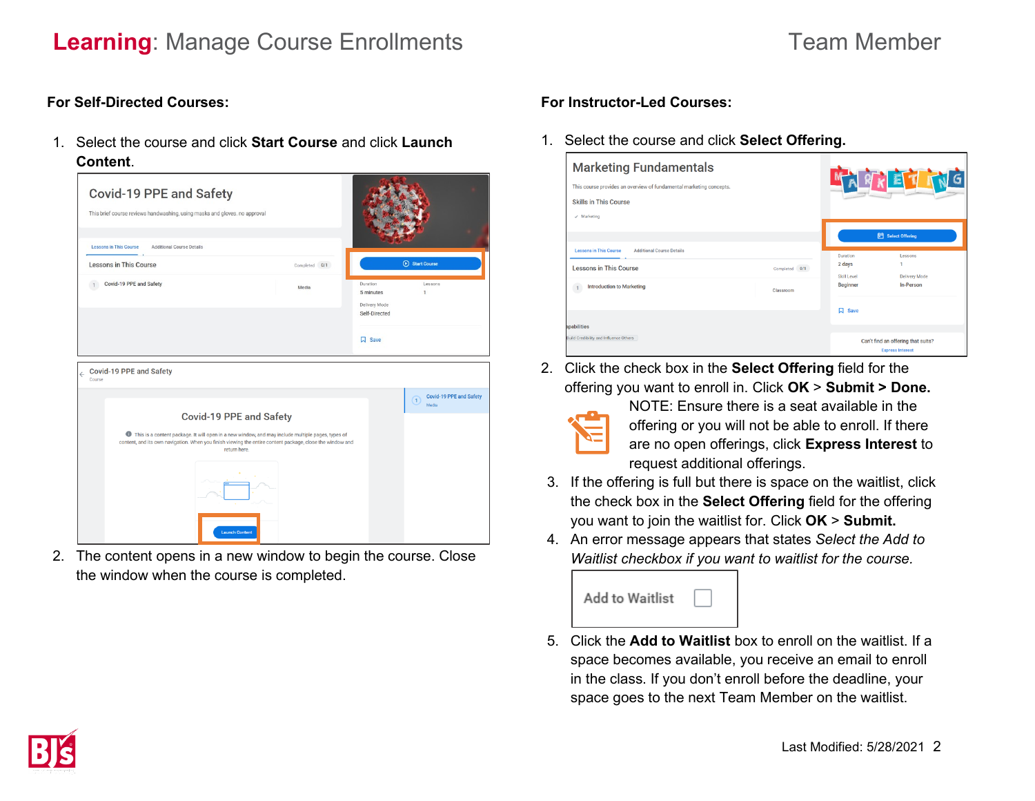# **Learning**: Manage Course Enrollments

Team Member

**For Self-Directed Courses:**

1. Select the course and click **Start Course** and click **Launch Content**.

2. The content opens in a new window to begin the course. Close the window when the course is completed.

**For Instructor-Led Courses:**

1. Select the course and click **Select Offering.**

2. Click the check box in the **Select Offering** field for the offering you want to enroll in. Click **OK** > **Submit > Done.**

   NOTE: Ensure there is a seat available in the offering or you will not be able to enroll. If there are no open offerings, click **Express Interest** to request additional offerings.

3. If the offering is full but there is space on the waitlist, click the check box in the **Select Offering** field for the offering you want to join the waitlist for. Click **OK** > **Submit.**

4. An error message appears that states *Select the Add to Waitlist checkbox if you want to waitlist for the course.*

5. Click the **Add to Waitlist** box to enroll on the waitlist. If a space becomes available, you receive an email to enroll in the class. If you don't enroll before the deadline, your space goes to the next Team Member on the waitlist.

Last Modified: 5/28/2021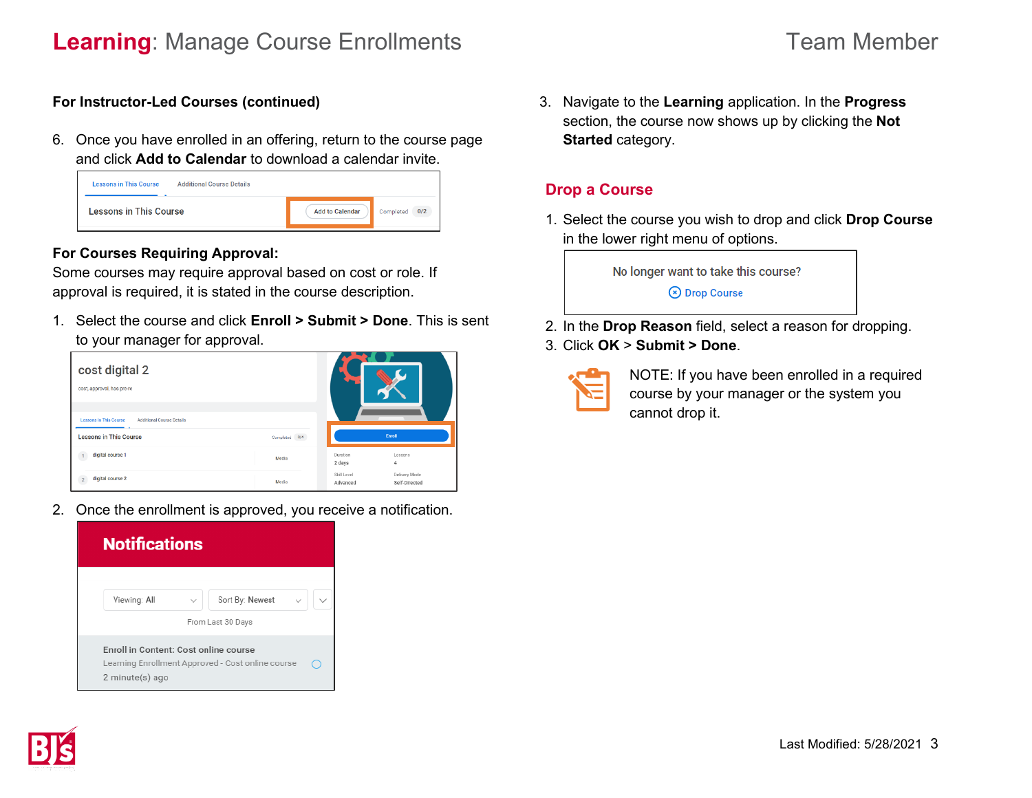# **Learning**: Manage Course Enrollments

### For Instructor-Led Courses (continued)

6. Once you have enrolled in an offering, return to the course page and click **Add to Calendar** to download a calendar invite.

### For Courses Requiring Approval:

Some courses may require approval based on cost or role. If approval is required, it is stated in the course description.

1. Select the course and click **Enroll > Submit > Done**. This is sent to your manager for approval.
2. Once the enrollment is approved, you receive a notification.
3. Navigate to the **Learning** application. In the **Progress** section, the course now shows up by clicking the **Not Started** category.

## Drop a Course

1. Select the course you wish to drop and click **Drop Course** in the lower right menu of options.
2. In the **Drop Reason** field, select a reason for dropping.
3. Click **OK** > **Submit > Done**.

NOTE: If you have been enrolled in a required course by your manager or the system you cannot drop it.